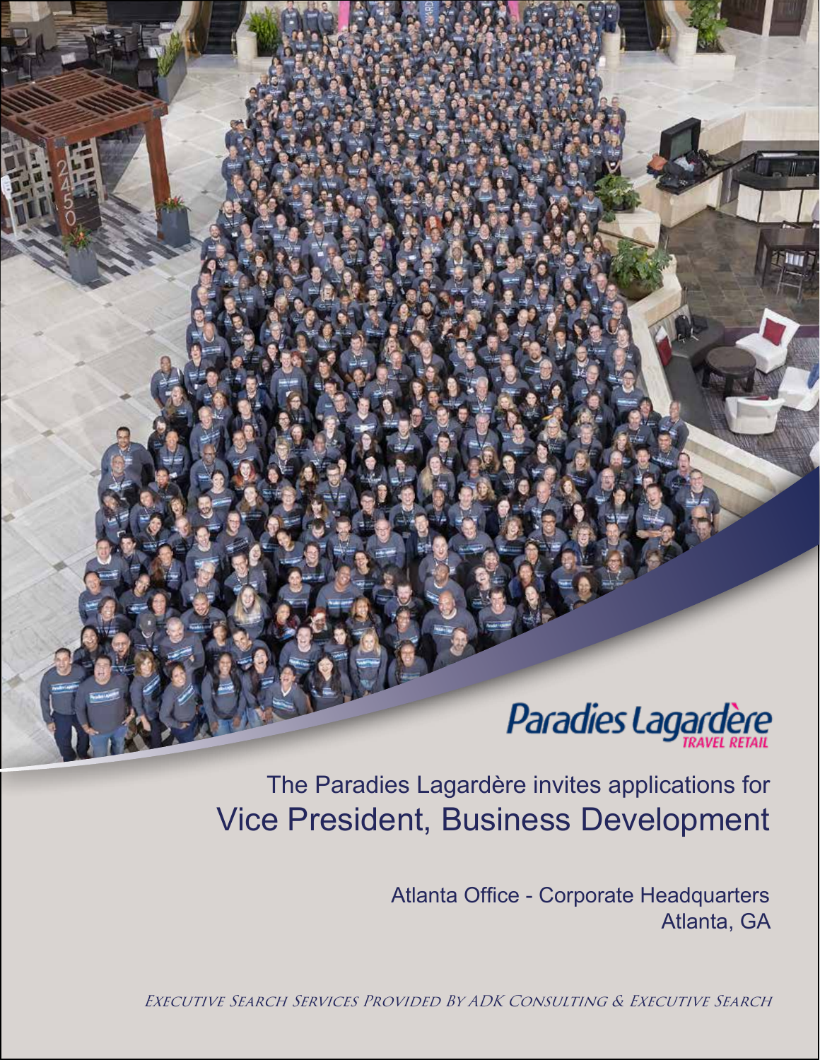Paradies Lagardère
TRAVEL RETAIL

The Paradies Lagardère invites applications for

# Vice President, Business Development

Atlanta Office - Corporate Headquarters
Atlanta, GA

*Executive Search Services Provided By ADK Consulting & Executive Search*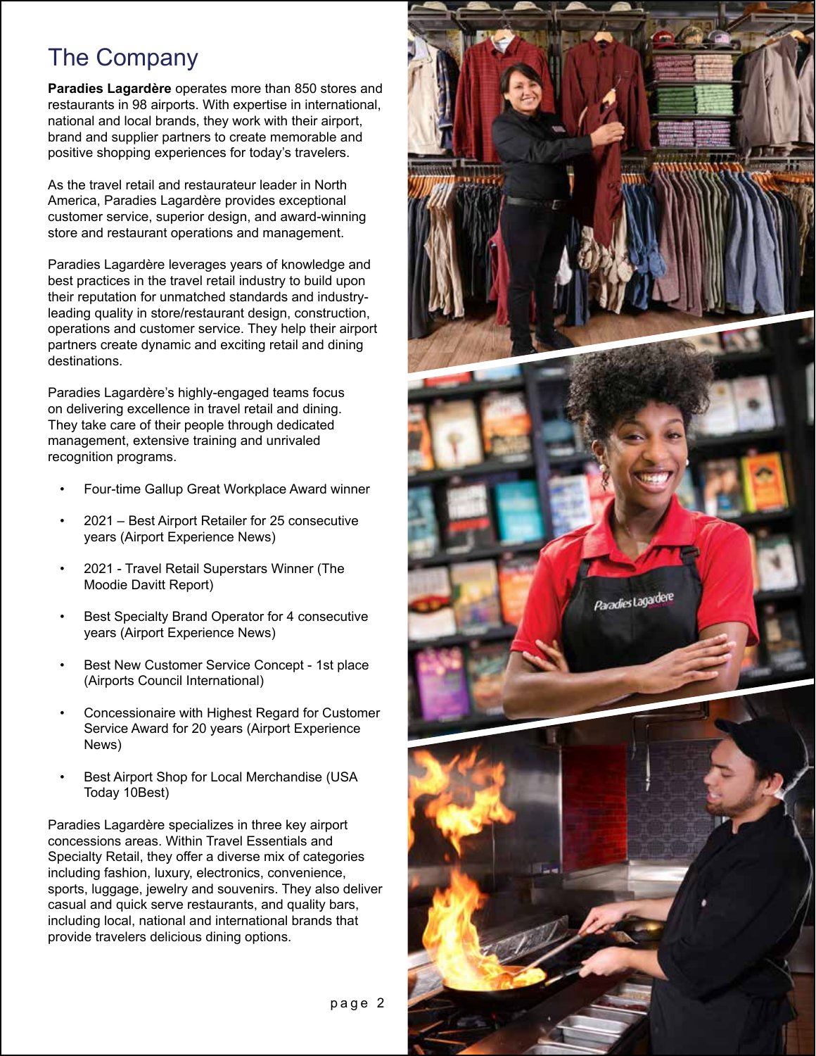# The Company

**Paradies Lagardère** operates more than 850 stores and restaurants in 98 airports. With expertise in international, national and local brands, they work with their airport, brand and supplier partners to create memorable and positive shopping experiences for today's travelers.

As the travel retail and restaurateur leader in North America, Paradies Lagardère provides exceptional customer service, superior design, and award-winning store and restaurant operations and management.

Paradies Lagardère leverages years of knowledge and best practices in the travel retail industry to build upon their reputation for unmatched standards and industry-leading quality in store/restaurant design, construction, operations and customer service. They help their airport partners create dynamic and exciting retail and dining destinations.

Paradies Lagardère's highly-engaged teams focus on delivering excellence in travel retail and dining. They take care of their people through dedicated management, extensive training and unrivaled recognition programs.

- Four-time Gallup Great Workplace Award winner
- 2021 – Best Airport Retailer for 25 consecutive years (Airport Experience News)
- 2021 - Travel Retail Superstars Winner (The Moodie Davitt Report)
- Best Specialty Brand Operator for 4 consecutive years (Airport Experience News)
- Best New Customer Service Concept - 1st place (Airports Council International)
- Concessionaire with Highest Regard for Customer Service Award for 20 years (Airport Experience News)
- Best Airport Shop for Local Merchandise (USA Today 10Best)

Paradies Lagardère specializes in three key airport concessions areas. Within Travel Essentials and Specialty Retail, they offer a diverse mix of categories including fashion, luxury, electronics, convenience, sports, luggage, jewelry and souvenirs. They also deliver casual and quick serve restaurants, and quality bars, including local, national and international brands that provide travelers delicious dining options.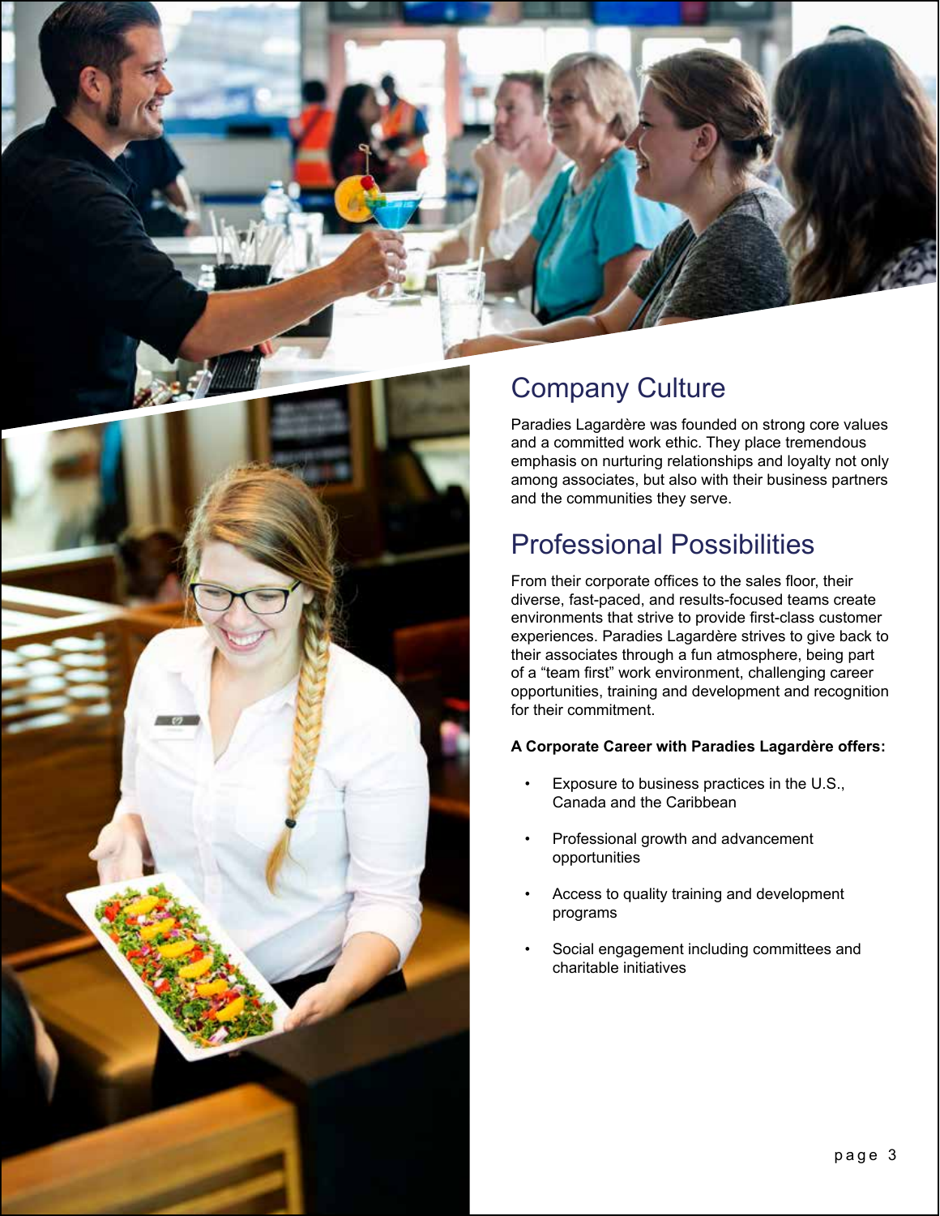## Company Culture

Paradies Lagardère was founded on strong core values and a committed work ethic. They place tremendous emphasis on nurturing relationships and loyalty not only among associates, but also with their business partners and the communities they serve.

## Professional Possibilities

From their corporate offices to the sales floor, their diverse, fast-paced, and results-focused teams create environments that strive to provide first-class customer experiences. Paradies Lagardère strives to give back to their associates through a fun atmosphere, being part of a "team first" work environment, challenging career opportunities, training and development and recognition for their commitment.

**A Corporate Career with Paradies Lagardère offers:**

- Exposure to business practices in the U.S., Canada and the Caribbean
- Professional growth and advancement opportunities
- Access to quality training and development programs
- Social engagement including committees and charitable initiatives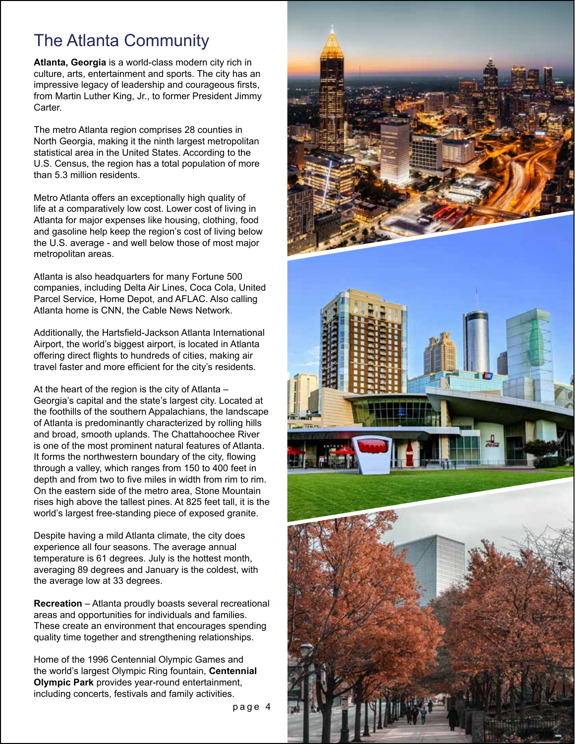# The Atlanta Community

**Atlanta, Georgia** is a world-class modern city rich in culture, arts, entertainment and sports. The city has an impressive legacy of leadership and courageous firsts, from Martin Luther King, Jr., to former President Jimmy Carter.

The metro Atlanta region comprises 28 counties in North Georgia, making it the ninth largest metropolitan statistical area in the United States. According to the U.S. Census, the region has a total population of more than 5.3 million residents.

Metro Atlanta offers an exceptionally high quality of life at a comparatively low cost. Lower cost of living in Atlanta for major expenses like housing, clothing, food and gasoline help keep the region's cost of living below the U.S. average - and well below those of most major metropolitan areas.

Atlanta is also headquarters for many Fortune 500 companies, including Delta Air Lines, Coca Cola, United Parcel Service, Home Depot, and AFLAC. Also calling Atlanta home is CNN, the Cable News Network.

Additionally, the Hartsfield-Jackson Atlanta International Airport, the world's biggest airport, is located in Atlanta offering direct flights to hundreds of cities, making air travel faster and more efficient for the city's residents.

At the heart of the region is the city of Atlanta – Georgia's capital and the state's largest city. Located at the foothills of the southern Appalachians, the landscape of Atlanta is predominantly characterized by rolling hills and broad, smooth uplands. The Chattahoochee River is one of the most prominent natural features of Atlanta. It forms the northwestern boundary of the city, flowing through a valley, which ranges from 150 to 400 feet in depth and from two to five miles in width from rim to rim. On the eastern side of the metro area, Stone Mountain rises high above the tallest pines. At 825 feet tall, it is the world's largest free-standing piece of exposed granite.

Despite having a mild Atlanta climate, the city does experience all four seasons. The average annual temperature is 61 degrees. July is the hottest month, averaging 89 degrees and January is the coldest, with the average low at 33 degrees.

**Recreation** – Atlanta proudly boasts several recreational areas and opportunities for individuals and families. These create an environment that encourages spending quality time together and strengthening relationships.

Home of the 1996 Centennial Olympic Games and the world's largest Olympic Ring fountain, **Centennial Olympic Park** provides year-round entertainment, including concerts, festivals and family activities.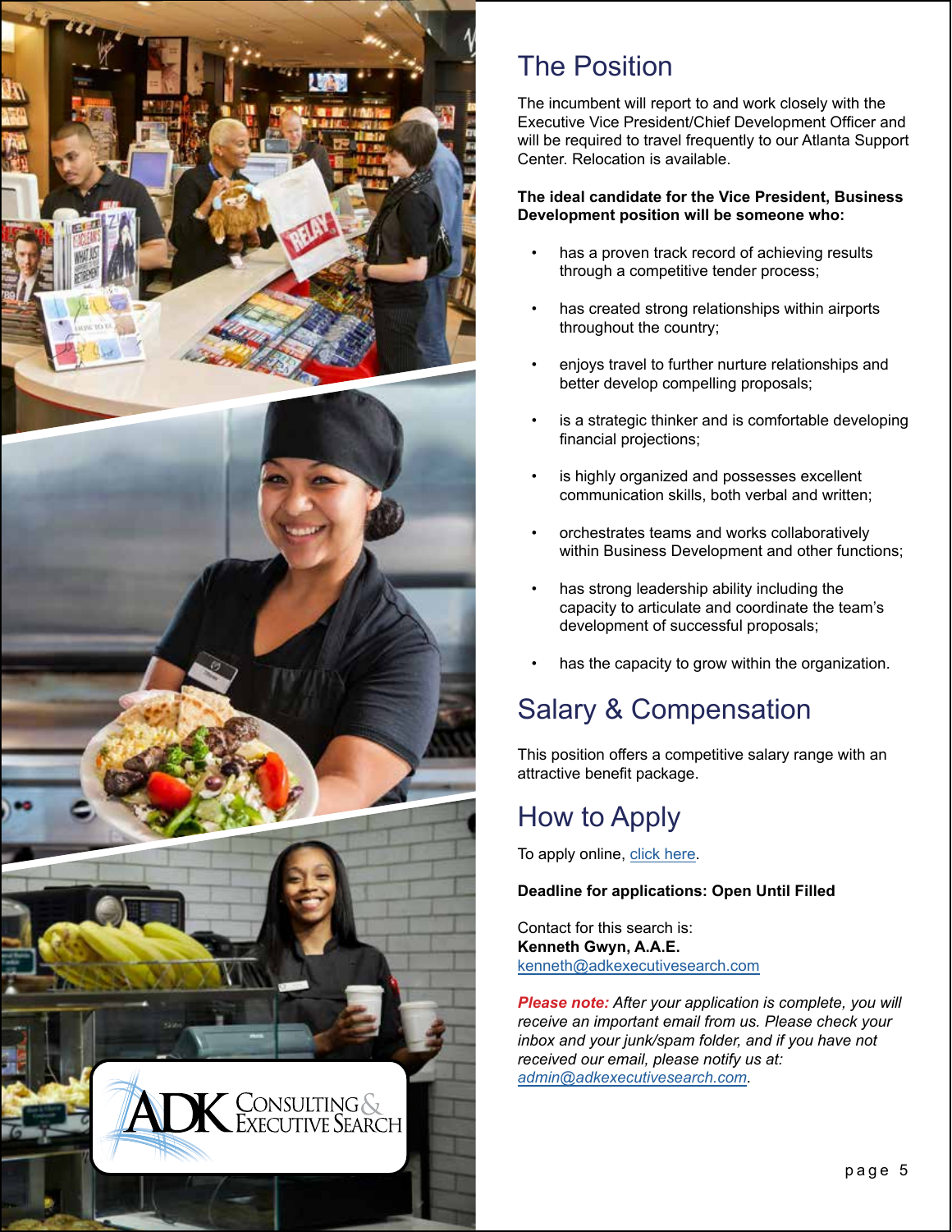## The Position

The incumbent will report to and work closely with the Executive Vice President/Chief Development Officer and will be required to travel frequently to our Atlanta Support Center. Relocation is available.

**The ideal candidate for the Vice President, Business Development position will be someone who:**

- has a proven track record of achieving results through a competitive tender process;
- has created strong relationships within airports throughout the country;
- enjoys travel to further nurture relationships and better develop compelling proposals;
- is a strategic thinker and is comfortable developing financial projections;
- is highly organized and possesses excellent communication skills, both verbal and written;
- orchestrates teams and works collaboratively within Business Development and other functions;
- has strong leadership ability including the capacity to articulate and coordinate the team's development of successful proposals;
- has the capacity to grow within the organization.

## Salary & Compensation

This position offers a competitive salary range with an attractive benefit package.

## How to Apply

To apply online, click here.

**Deadline for applications: Open Until Filled**

Contact for this search is:
**Kenneth Gwyn, A.A.E.**
kenneth@adkexecutivesearch.com

***Please note:*** *After your application is complete, you will receive an important email from us. Please check your inbox and your junk/spam folder, and if you have not received our email, please notify us at: admin@adkexecutivesearch.com.*